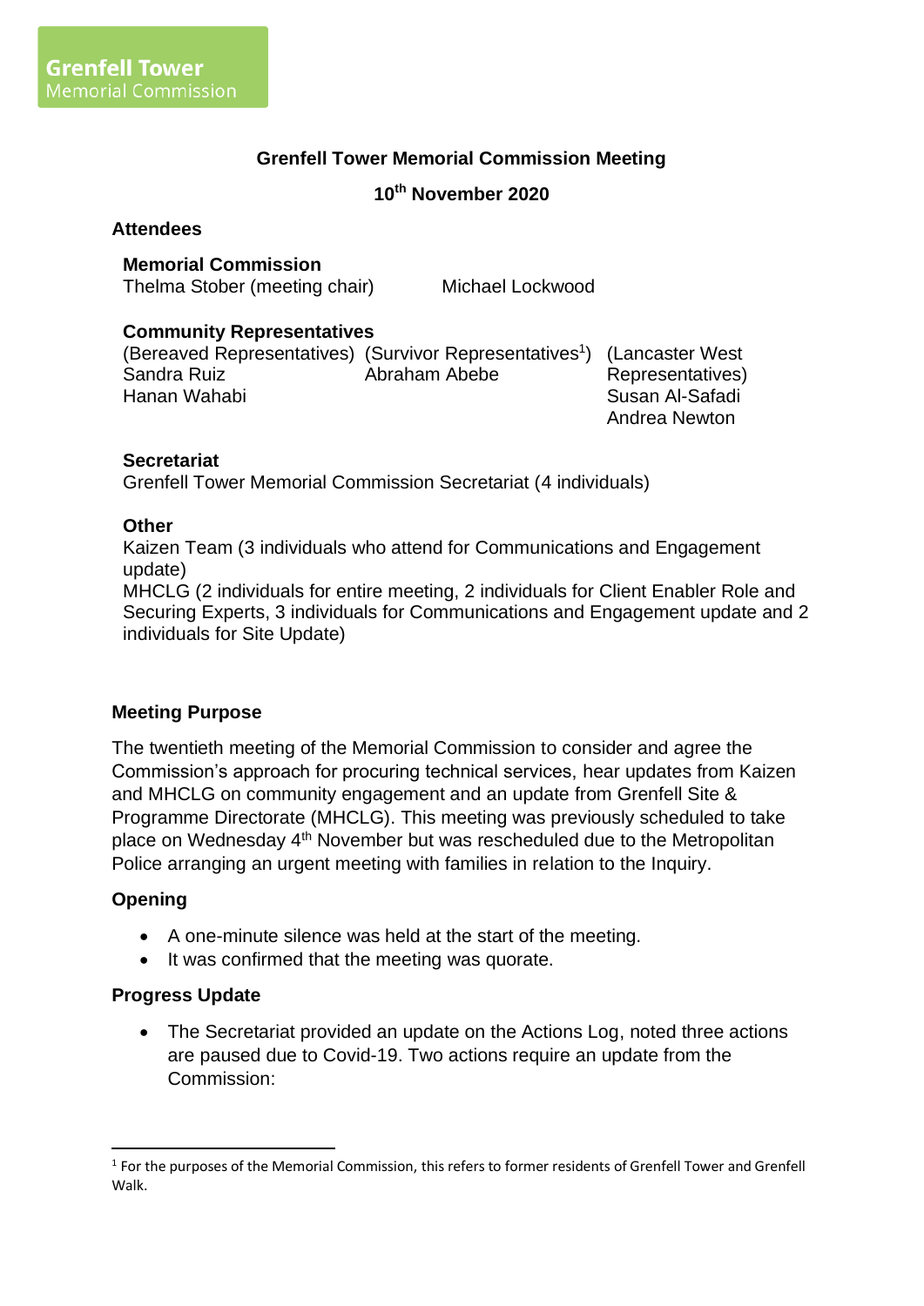**Grenfell Tower**
Memorial Commission

# Grenfell Tower Memorial Commission Meeting

## 10th November 2020

### Attendees

**Memorial Commission**

Thelma Stober (meeting chair)

Michael Lockwood

**Community Representatives**

(Bereaved Representatives)
Sandra Ruiz
Hanan Wahabi

(Survivor Representatives[1])
Abraham Abebe

(Lancaster West Representatives)
Susan Al-Safadi
Andrea Newton

**Secretariat**

Grenfell Tower Memorial Commission Secretariat (4 individuals)

**Other**

Kaizen Team (3 individuals who attend for Communications and Engagement update)

MHCLG (2 individuals for entire meeting, 2 individuals for Client Enabler Role and Securing Experts, 3 individuals for Communications and Engagement update and 2 individuals for Site Update)

### Meeting Purpose

The twentieth meeting of the Memorial Commission to consider and agree the Commission's approach for procuring technical services, hear updates from Kaizen and MHCLG on community engagement and an update from Grenfell Site & Programme Directorate (MHCLG). This meeting was previously scheduled to take place on Wednesday 4th November but was rescheduled due to the Metropolitan Police arranging an urgent meeting with families in relation to the Inquiry.

### Opening

- A one-minute silence was held at the start of the meeting.
- It was confirmed that the meeting was quorate.

### Progress Update

- The Secretariat provided an update on the Actions Log, noted three actions are paused due to Covid-19. Two actions require an update from the Commission:

[1] For the purposes of the Memorial Commission, this refers to former residents of Grenfell Tower and Grenfell Walk.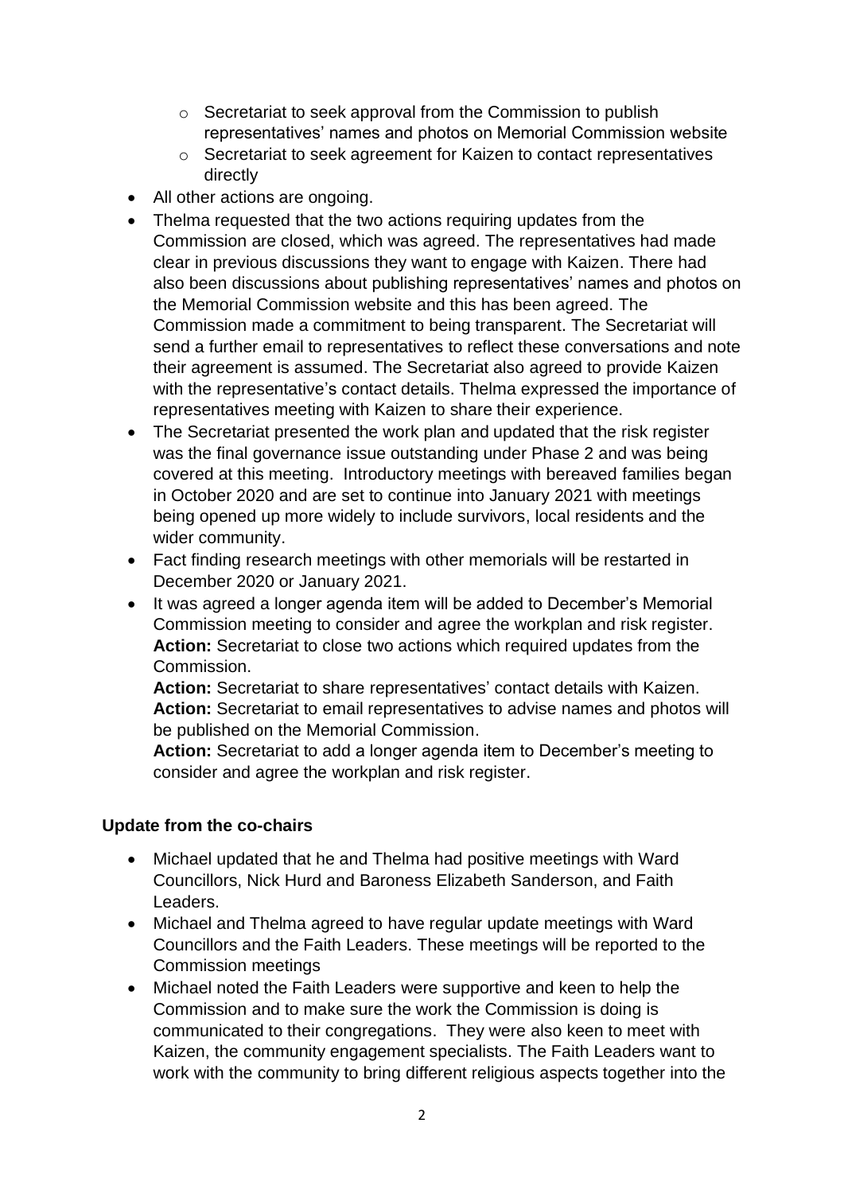- Secretariat to seek approval from the Commission to publish representatives' names and photos on Memorial Commission website
  - Secretariat to seek agreement for Kaizen to contact representatives directly
- All other actions are ongoing.
- Thelma requested that the two actions requiring updates from the Commission are closed, which was agreed. The representatives had made clear in previous discussions they want to engage with Kaizen. There had also been discussions about publishing representatives' names and photos on the Memorial Commission website and this has been agreed. The Commission made a commitment to being transparent. The Secretariat will send a further email to representatives to reflect these conversations and note their agreement is assumed. The Secretariat also agreed to provide Kaizen with the representative's contact details. Thelma expressed the importance of representatives meeting with Kaizen to share their experience.
- The Secretariat presented the work plan and updated that the risk register was the final governance issue outstanding under Phase 2 and was being covered at this meeting. Introductory meetings with bereaved families began in October 2020 and are set to continue into January 2021 with meetings being opened up more widely to include survivors, local residents and the wider community.
- Fact finding research meetings with other memorials will be restarted in December 2020 or January 2021.
- It was agreed a longer agenda item will be added to December's Memorial Commission meeting to consider and agree the workplan and risk register.
  **Action:** Secretariat to close two actions which required updates from the Commission.
  **Action:** Secretariat to share representatives' contact details with Kaizen.
  **Action:** Secretariat to email representatives to advise names and photos will be published on the Memorial Commission.
  **Action:** Secretariat to add a longer agenda item to December's meeting to consider and agree the workplan and risk register.

**Update from the co-chairs**

- Michael updated that he and Thelma had positive meetings with Ward Councillors, Nick Hurd and Baroness Elizabeth Sanderson, and Faith Leaders.
- Michael and Thelma agreed to have regular update meetings with Ward Councillors and the Faith Leaders. These meetings will be reported to the Commission meetings
- Michael noted the Faith Leaders were supportive and keen to help the Commission and to make sure the work the Commission is doing is communicated to their congregations. They were also keen to meet with Kaizen, the community engagement specialists. The Faith Leaders want to work with the community to bring different religious aspects together into the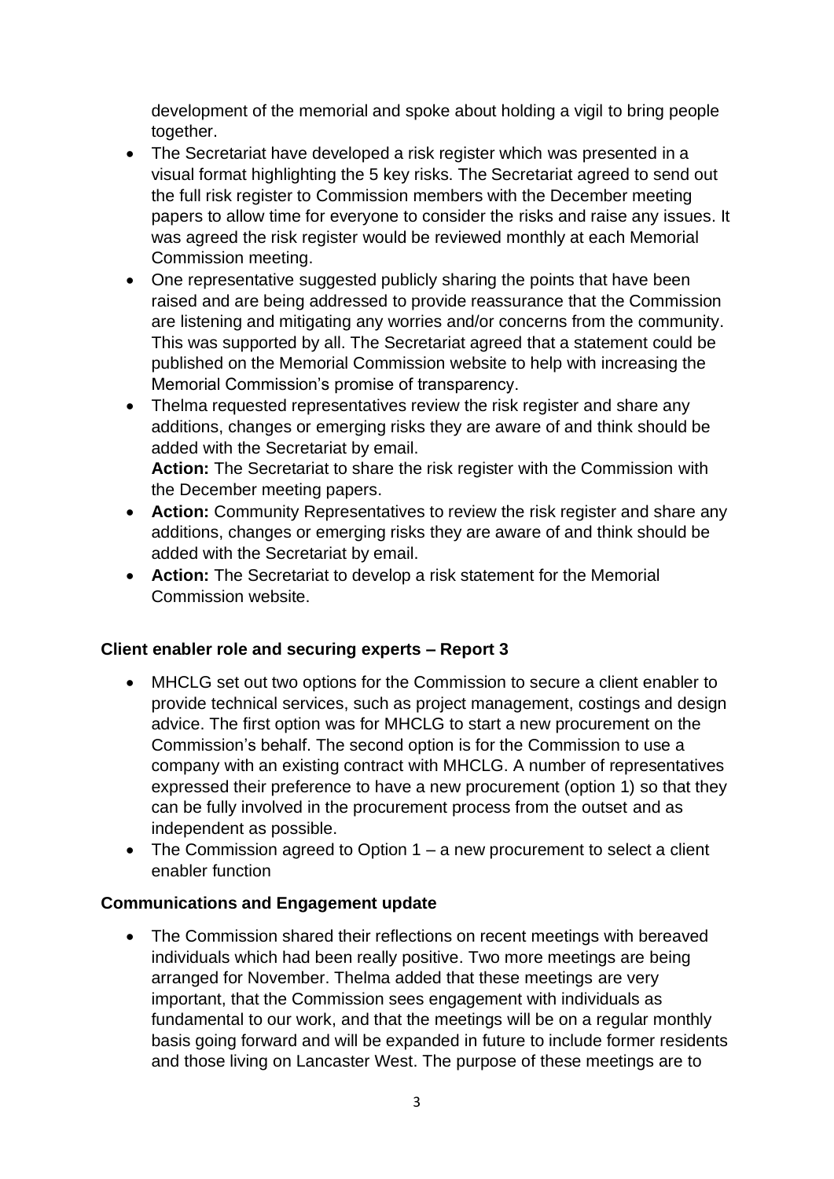development of the memorial and spoke about holding a vigil to bring people together.

- The Secretariat have developed a risk register which was presented in a visual format highlighting the 5 key risks. The Secretariat agreed to send out the full risk register to Commission members with the December meeting papers to allow time for everyone to consider the risks and raise any issues. It was agreed the risk register would be reviewed monthly at each Memorial Commission meeting.
- One representative suggested publicly sharing the points that have been raised and are being addressed to provide reassurance that the Commission are listening and mitigating any worries and/or concerns from the community. This was supported by all. The Secretariat agreed that a statement could be published on the Memorial Commission website to help with increasing the Memorial Commission's promise of transparency.
- Thelma requested representatives review the risk register and share any additions, changes or emerging risks they are aware of and think should be added with the Secretariat by email.
  **Action:** The Secretariat to share the risk register with the Commission with the December meeting papers.
- **Action:** Community Representatives to review the risk register and share any additions, changes or emerging risks they are aware of and think should be added with the Secretariat by email.
- **Action:** The Secretariat to develop a risk statement for the Memorial Commission website.

**Client enabler role and securing experts – Report 3**

- MHCLG set out two options for the Commission to secure a client enabler to provide technical services, such as project management, costings and design advice. The first option was for MHCLG to start a new procurement on the Commission's behalf. The second option is for the Commission to use a company with an existing contract with MHCLG. A number of representatives expressed their preference to have a new procurement (option 1) so that they can be fully involved in the procurement process from the outset and as independent as possible.
- The Commission agreed to Option 1 – a new procurement to select a client enabler function

**Communications and Engagement update**

- The Commission shared their reflections on recent meetings with bereaved individuals which had been really positive. Two more meetings are being arranged for November. Thelma added that these meetings are very important, that the Commission sees engagement with individuals as fundamental to our work, and that the meetings will be on a regular monthly basis going forward and will be expanded in future to include former residents and those living on Lancaster West. The purpose of these meetings are to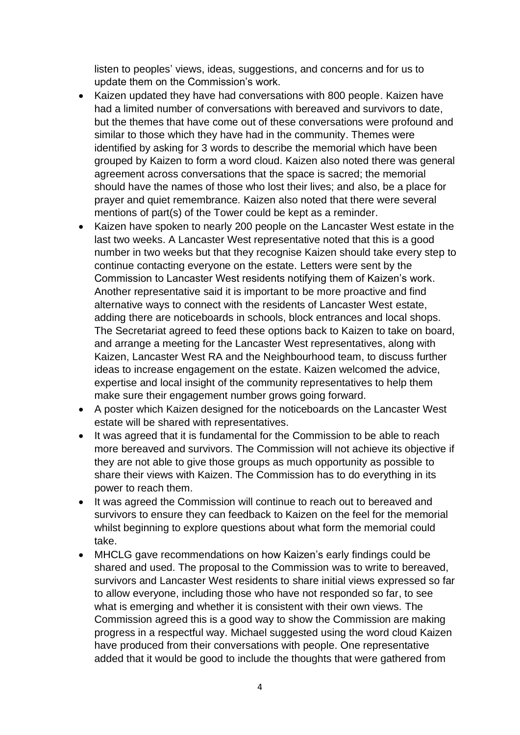listen to peoples' views, ideas, suggestions, and concerns and for us to update them on the Commission's work.

- Kaizen updated they have had conversations with 800 people. Kaizen have had a limited number of conversations with bereaved and survivors to date, but the themes that have come out of these conversations were profound and similar to those which they have had in the community. Themes were identified by asking for 3 words to describe the memorial which have been grouped by Kaizen to form a word cloud. Kaizen also noted there was general agreement across conversations that the space is sacred; the memorial should have the names of those who lost their lives; and also, be a place for prayer and quiet remembrance. Kaizen also noted that there were several mentions of part(s) of the Tower could be kept as a reminder.
- Kaizen have spoken to nearly 200 people on the Lancaster West estate in the last two weeks. A Lancaster West representative noted that this is a good number in two weeks but that they recognise Kaizen should take every step to continue contacting everyone on the estate. Letters were sent by the Commission to Lancaster West residents notifying them of Kaizen's work. Another representative said it is important to be more proactive and find alternative ways to connect with the residents of Lancaster West estate, adding there are noticeboards in schools, block entrances and local shops. The Secretariat agreed to feed these options back to Kaizen to take on board, and arrange a meeting for the Lancaster West representatives, along with Kaizen, Lancaster West RA and the Neighbourhood team, to discuss further ideas to increase engagement on the estate. Kaizen welcomed the advice, expertise and local insight of the community representatives to help them make sure their engagement number grows going forward.
- A poster which Kaizen designed for the noticeboards on the Lancaster West estate will be shared with representatives.
- It was agreed that it is fundamental for the Commission to be able to reach more bereaved and survivors. The Commission will not achieve its objective if they are not able to give those groups as much opportunity as possible to share their views with Kaizen. The Commission has to do everything in its power to reach them.
- It was agreed the Commission will continue to reach out to bereaved and survivors to ensure they can feedback to Kaizen on the feel for the memorial whilst beginning to explore questions about what form the memorial could take.
- MHCLG gave recommendations on how Kaizen's early findings could be shared and used. The proposal to the Commission was to write to bereaved, survivors and Lancaster West residents to share initial views expressed so far to allow everyone, including those who have not responded so far, to see what is emerging and whether it is consistent with their own views. The Commission agreed this is a good way to show the Commission are making progress in a respectful way. Michael suggested using the word cloud Kaizen have produced from their conversations with people. One representative added that it would be good to include the thoughts that were gathered from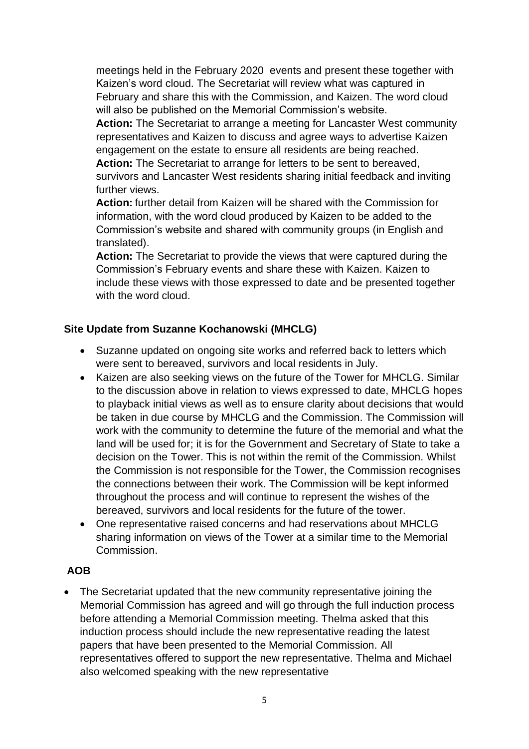meetings held in the February 2020 events and present these together with Kaizen's word cloud. The Secretariat will review what was captured in February and share this with the Commission, and Kaizen. The word cloud will also be published on the Memorial Commission's website.

**Action:** The Secretariat to arrange a meeting for Lancaster West community representatives and Kaizen to discuss and agree ways to advertise Kaizen engagement on the estate to ensure all residents are being reached.

**Action:** The Secretariat to arrange for letters to be sent to bereaved, survivors and Lancaster West residents sharing initial feedback and inviting further views.

**Action:** further detail from Kaizen will be shared with the Commission for information, with the word cloud produced by Kaizen to be added to the Commission's website and shared with community groups (in English and translated).

**Action:** The Secretariat to provide the views that were captured during the Commission's February events and share these with Kaizen. Kaizen to include these views with those expressed to date and be presented together with the word cloud.

**Site Update from Suzanne Kochanowski (MHCLG)**

- Suzanne updated on ongoing site works and referred back to letters which were sent to bereaved, survivors and local residents in July.
- Kaizen are also seeking views on the future of the Tower for MHCLG. Similar to the discussion above in relation to views expressed to date, MHCLG hopes to playback initial views as well as to ensure clarity about decisions that would be taken in due course by MHCLG and the Commission. The Commission will work with the community to determine the future of the memorial and what the land will be used for; it is for the Government and Secretary of State to take a decision on the Tower. This is not within the remit of the Commission. Whilst the Commission is not responsible for the Tower, the Commission recognises the connections between their work. The Commission will be kept informed throughout the process and will continue to represent the wishes of the bereaved, survivors and local residents for the future of the tower.
- One representative raised concerns and had reservations about MHCLG sharing information on views of the Tower at a similar time to the Memorial Commission.

**AOB**

- The Secretariat updated that the new community representative joining the Memorial Commission has agreed and will go through the full induction process before attending a Memorial Commission meeting. Thelma asked that this induction process should include the new representative reading the latest papers that have been presented to the Memorial Commission. All representatives offered to support the new representative. Thelma and Michael also welcomed speaking with the new representative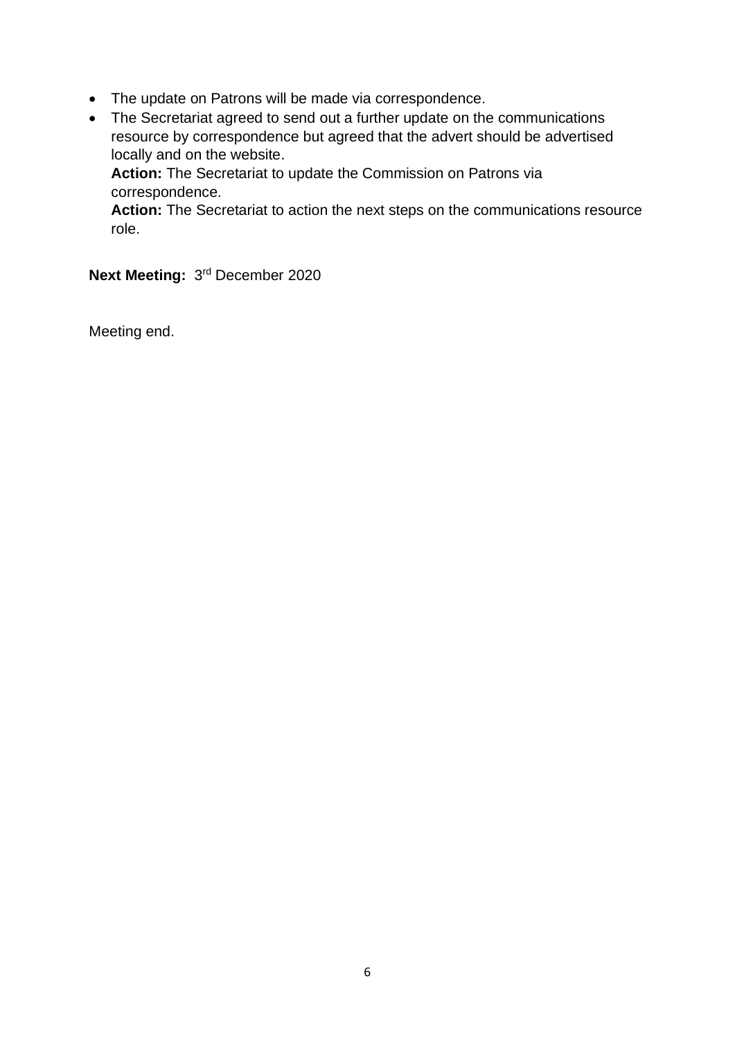- The update on Patrons will be made via correspondence.
- The Secretariat agreed to send out a further update on the communications resource by correspondence but agreed that the advert should be advertised locally and on the website.
  **Action:** The Secretariat to update the Commission on Patrons via correspondence.
  **Action:** The Secretariat to action the next steps on the communications resource role.

**Next Meeting:** 3rd December 2020

Meeting end.